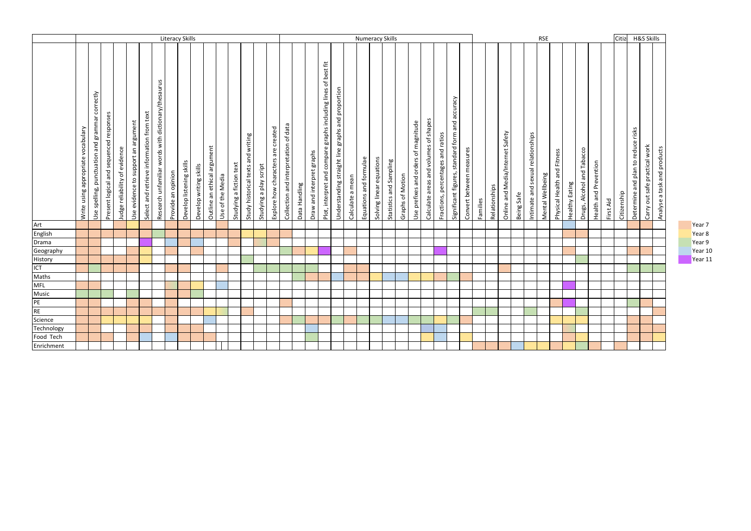| | Literacy Skills | | | | | | | | | | | | | | | | Numeracy Skills | | | | | | | | | | | | | | | RSE | | | | | | | | | | | Citiz | H&S Skills | | |
|---|---|---|---|---|---|---|---|---|---|---|---|---|---|---|---|---|---|---|---|---|---|---|---|---|---|---|---|---|---|---|---|---|---|---|---|---|---|---|---|---|---|---|---|---|---|---|
| | Write using appropriate vocabulary | Use spelling, punctuation and grammar correctly | Present logical and sequenced responses | Judge reliability of evidence | Use evidence to support an argument | Select and retrieve information from text | Research unfamiliar words with dictionary/thesaurus | Provide an opinion | Develop listening skills | Develop writing skills | Outline an ethical argument | Use of the Media | Studying a fiction text | Study historical texts and writing | Studying a play script | Explore how characters are created | Collection and interpretation of data | Data Handling | Draw and interpret graphs | Plot, interpret and compare graphs including lines of best fit | Understanding straight line graphs and proportion | Calculate a mean | Equations and formulae | Solving linear equations | Statistics and Sampling | Graphs of Motion | Use prefixes and orders of magnitude | Calculate areas and volumes of shapes | Fractions, percentages and ratios | Significant figures, standard form and accuracy | Convert between measures | Families | Relationships | Online and Media/Internet Safety | Being Safe | Intimate and sexual relationships | Mental Wellbeing | Physical Health and Fitness | Healthy Eating | Drugs, Alcohol and Tobacco | Health and Prevention | First Aid | Citizenship | Determine and plan to reduce risks | Carry out safe practical work | Analyse a task and products |
| Art | Year 7 | Year 7 | Year 7 | Year 7 | Year 8 | Year 7 | | Year 7 | Year 7 | | | | | | | | | | | | | | | | | | | | | | | | | | | | | | Year 10 | | | | | Year 7 | Year 7 | |
| English | Year 7 | Year 7 | Year 7 | Year 7 | Year 7 | Year 7 | Year 9 | Year 7 | Year 7 | Year 7 | Year 7 | Year 7 | Year 7 | Year 8 | Year 8 | Year 7 | Year 7 | | | | | | | | | | | | | | | | | | | | | | Year 7 | Year 7 | | | | | | |
| Drama | Year 7 | Year 7 | | | | Year 11 | | Year 10 | Year 7 | Year 10 | | | Year 7 | | Year 8/Year 9 | Year 7 | | | | | | | | | | | | | | | | | | | | | | | | | | | | | | |
| Geography | Year 7 | Year 7 | | | Year 7 | Year 8 | | Year 7 | | Year 7 | | | | | | | Year 9 | Year 7 | Year 8 | Year 11 | | Year 7 | | | | | | | Year 11 | | | | | | | | | | Year 7 | | | | | Year 7 | Year 7 | |
| History | Year 7 | Year 7 | Year 7 | Year 7 | Year 7 | Year 8 | | | | | | | | Year 9 | | | | | | | | | | | | | | | | | | | | | | | | | | Year 9 | | | | | | |
| ICT | Year 7 | Year 9 | Year 7 | Year 7 | Year 7 | | | Year 7 | Year 7 | | | Year 7 | | | Year 9 | Year 9 | Year 9 | Year 9 | Year 9 | | | Year 7 | Year 7 | | | | | | | | | | | Year 7 | | | | | | | | | | Year 9 | Year 9 | Year 9 |
| Maths | | | | | | | | | | | | | | | | | | Year 9 | Year 7 | Year 7 | Year 10 | Year 7 | Year 7 | Year 8 | Year 10 | Year 10 | Year 8 | Year 8 | Year 7 | Year 9 | Year 7 | | | | | | | | | | | | | | | |
| MFL | Year 7 | Year 7 | | | | | | Year 7/Year 9 | Year 7 | Year 8 | | Year 10 | | | | | | | | | | | | | | | | | | | | | | | | | | | Year 11 | | | | | | | |
| Music | Year 9 | Year 9 | Year 9 | | Year 9 | | | Year 7 | Year 7 | Year 9 | | | | | | | | | | | | | | | | | | | | | | | | | | | | | | | | | | | | |
| PE | Year 7 | Year 7 | | | Year 7 | Year 7 | | Year 7 | | | | | | | | | Year 7 | | | | | | | | | | | | | | | | | | | | | Year 7 | Year 11 | | | | | Year 9 | Year 7 | |
| RE | Year 7 | Year 7 | Year 7 | Year 7 | Year 7 | Year 7 | Year 7 | Year 7 | Year 7 | Year 7 | Year 8 | Year 8/Year 9 | | Year 7 | | | | | | | | | | | | | | | | | | Year 9 | Year 9 | | | Year 9 | | | | Year 9 | | | | | | Year 7 |
| Science | Year 7 | Year 7 | Year 8 | Year 8 | Year 8 | Year 8 | | Year 7 | | | Year 10 | | | | | | Year 7 | Year 9 | Year 7 | Year 7 | Year 9 | Year 7 | Year 9 | Year 9 | Year 10 | Year 10 | Year 9 | Year 9 | Year 8 | Year 9 | Year 7 | | | | | | | Year 8 | Year 8 | Year 8 | | | | Year 7 | Year 7 | |
| Technology | Year 7 | Year 7 | | | Year 7 | Year 7 | | Year 7 | Year 7 | Year 7 | | | | | | | | | Year 10 | | | | | | | | | Year 10 | Year 10 | | | | | | | | | | Year 9/Year 8 | | | | | Year 7 | Year 7 | Year 7 |
| Food Tech | Year 7 | Year 7 | Year 7 | | Year 7 | Year 10 | | Year 10 | Year 7 | Year 7 | Year 7 | | | | | | | | Year 9 | | | | | | | | | Year 8 | Year 10 | | Year 8 | | | | | | | | Year 7 | Year 8 | | | | Year 7 | Year 7 | Year 8 |
| Enrichment | | | | | | | | | | | | | | | | | | | | | | | | | | | | | | | | Year 7 | Year 7 | Year 7 | Year 10 | Year 8 | Year 8 | Year 7 | Year 7 | Year 9 | Year 7 | | Year 7 | | | |

Key: Year 7 (peach), Year 8 (yellow), Year 9 (green), Year 10 (blue), Year 11 (purple)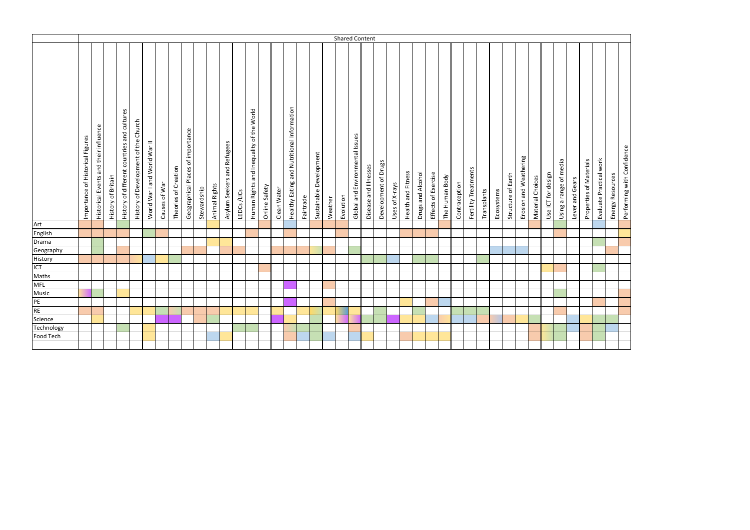| | Shared Content | | | | | | | | | | | | | | | | | | | | | | | | | | | | | | | | | | | | | | | | | |
|---|---|---|---|---|---|---|---|---|---|---|---|---|---|---|---|---|---|---|---|---|---|---|---|---|---|---|---|---|---|---|---|---|---|---|---|---|---|---|---|---|---|---|
| | Importance of Historical Figures | Historical Events and their influence | History of Britain | History of different countries and cultures | History of Development of the Church | World War I and World War II | Causes of War | Theories of Creation | Geographical Places of importance | Stewardship | Animal Rights | Asylum Seekers and Refugees | LEDCs/LICs | Human Rights and Inequality of the World | Online Safety | Clean Water | Healthy Eating and Nutritional Information | Fairtrade | Sustainable Development | Weather | Evolution | Global and Environmental Issues | Disease and Illnesses | Development of Drugs | Uses of X-rays | Health and Fitness | Drugs and Alcohol | Effects of Exercise | The Human Body | Contraception | Fertility Treatments | Transplants | Ecosystems | Structure of Earth | Erosion and Weathering | Material Choices | Use ICT for design | Using a range of media | Lever and Gears | Properties of Materials | Evaluate Practical work | Energy Resources | Performing with Confidence |
| Art | | | | | | | | | | | | | | | | | | | | | | | | | | | | | | | | | | | | | | | | | | | |
| English | | | | | | | | | | | | | | | | | | | | | | | | | | | | | | | | | | | | | | | | | | | |
| Drama | | | | | | | | | | | | | | | | | | | | | | | | | | | | | | | | | | | | | | | | | | | |
| Geography | | | | | | | | | | | | | | | | | | | | | | | | | | | | | | | | | | | | | | | | | | | |
| History | | | | | | | | | | | | | | | | | | | | | | | | | | | | | | | | | | | | | | | | | | | |
| ICT | | | | | | | | | | | | | | | | | | | | | | | | | | | | | | | | | | | | | | | | | | | |
| Maths | | | | | | | | | | | | | | | | | | | | | | | | | | | | | | | | | | | | | | | | | | | |
| MFL | | | | | | | | | | | | | | | | | | | | | | | | | | | | | | | | | | | | | | | | | | | |
| Music | | | | | | | | | | | | | | | | | | | | | | | | | | | | | | | | | | | | | | | | | | | |
| PE | | | | | | | | | | | | | | | | | | | | | | | | | | | | | | | | | | | | | | | | | | | |
| RE | | | | | | | | | | | | | | | | | | | | | | | | | | | | | | | | | | | | | | | | | | | |
| Science | | | | | | | | | | | | | | | | | | | | | | | | | | | | | | | | | | | | | | | | | | | |
| Technology | | | | | | | | | | | | | | | | | | | | | | | | | | | | | | | | | | | | | | | | | | | |
| Food Tech | | | | | | | | | | | | | | | | | | | | | | | | | | | | | | | | | | | | | | | | | | | |